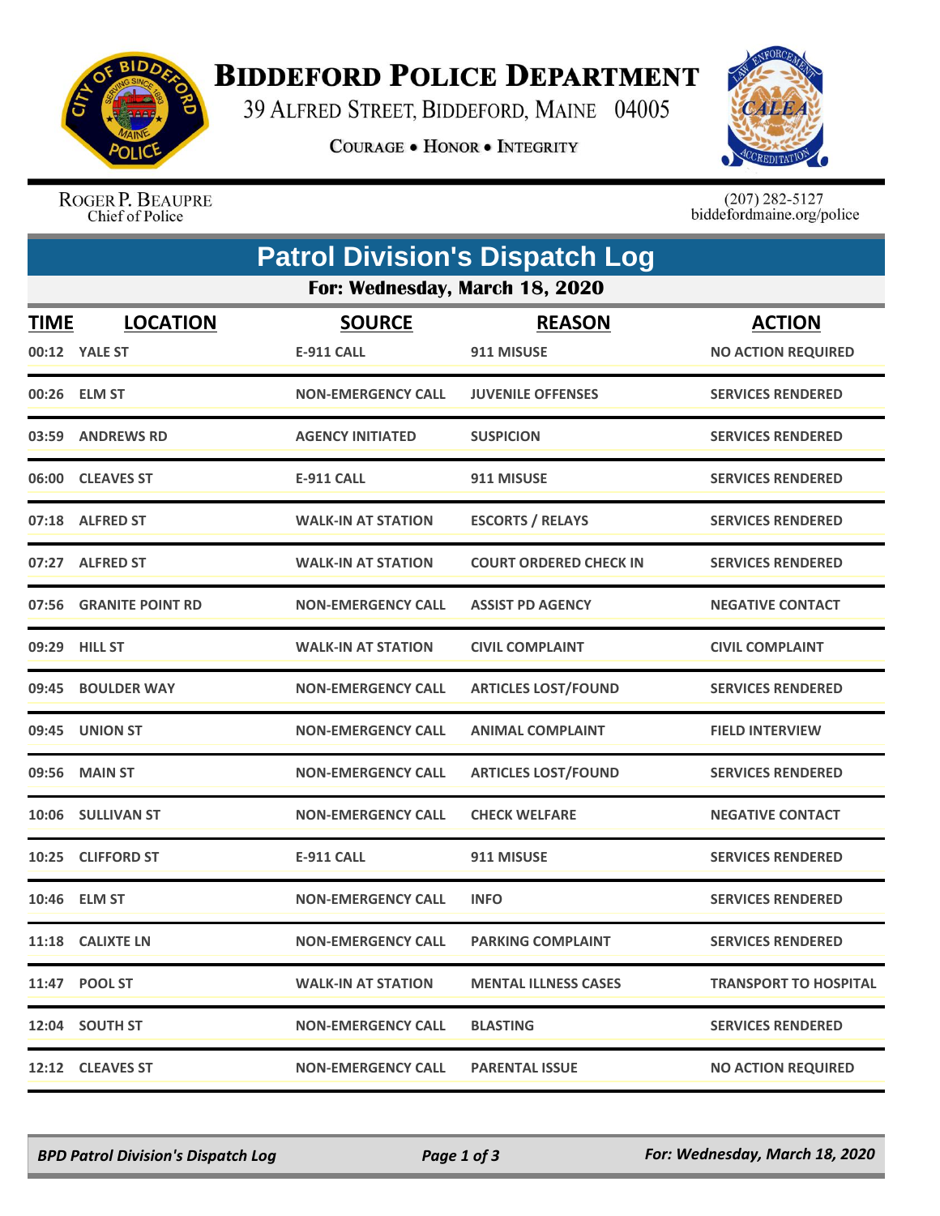# BIDDEFORD POLICE DEPARTMENT

39 ALFRED STREET, BIDDEFORD, MAINE 04005

COURAGE • HONOR • INTEGRITY

ROGER P. BEAUPRE
Chief of Police

(207) 282-5127
biddefordmaine.org/police

## Patrol Division's Dispatch Log

### For: Wednesday, March 18, 2020

| TIME | LOCATION | SOURCE | REASON | ACTION |
|---|---|---|---|---|
| 00:12 | YALE ST | E-911 CALL | 911 MISUSE | NO ACTION REQUIRED |
| 00:26 | ELM ST | NON-EMERGENCY CALL | JUVENILE OFFENSES | SERVICES RENDERED |
| 03:59 | ANDREWS RD | AGENCY INITIATED | SUSPICION | SERVICES RENDERED |
| 06:00 | CLEAVES ST | E-911 CALL | 911 MISUSE | SERVICES RENDERED |
| 07:18 | ALFRED ST | WALK-IN AT STATION | ESCORTS / RELAYS | SERVICES RENDERED |
| 07:27 | ALFRED ST | WALK-IN AT STATION | COURT ORDERED CHECK IN | SERVICES RENDERED |
| 07:56 | GRANITE POINT RD | NON-EMERGENCY CALL | ASSIST PD AGENCY | NEGATIVE CONTACT |
| 09:29 | HILL ST | WALK-IN AT STATION | CIVIL COMPLAINT | CIVIL COMPLAINT |
| 09:45 | BOULDER WAY | NON-EMERGENCY CALL | ARTICLES LOST/FOUND | SERVICES RENDERED |
| 09:45 | UNION ST | NON-EMERGENCY CALL | ANIMAL COMPLAINT | FIELD INTERVIEW |
| 09:56 | MAIN ST | NON-EMERGENCY CALL | ARTICLES LOST/FOUND | SERVICES RENDERED |
| 10:06 | SULLIVAN ST | NON-EMERGENCY CALL | CHECK WELFARE | NEGATIVE CONTACT |
| 10:25 | CLIFFORD ST | E-911 CALL | 911 MISUSE | SERVICES RENDERED |
| 10:46 | ELM ST | NON-EMERGENCY CALL | INFO | SERVICES RENDERED |
| 11:18 | CALIXTE LN | NON-EMERGENCY CALL | PARKING COMPLAINT | SERVICES RENDERED |
| 11:47 | POOL ST | WALK-IN AT STATION | MENTAL ILLNESS CASES | TRANSPORT TO HOSPITAL |
| 12:04 | SOUTH ST | NON-EMERGENCY CALL | BLASTING | SERVICES RENDERED |
| 12:12 | CLEAVES ST | NON-EMERGENCY CALL | PARENTAL ISSUE | NO ACTION REQUIRED |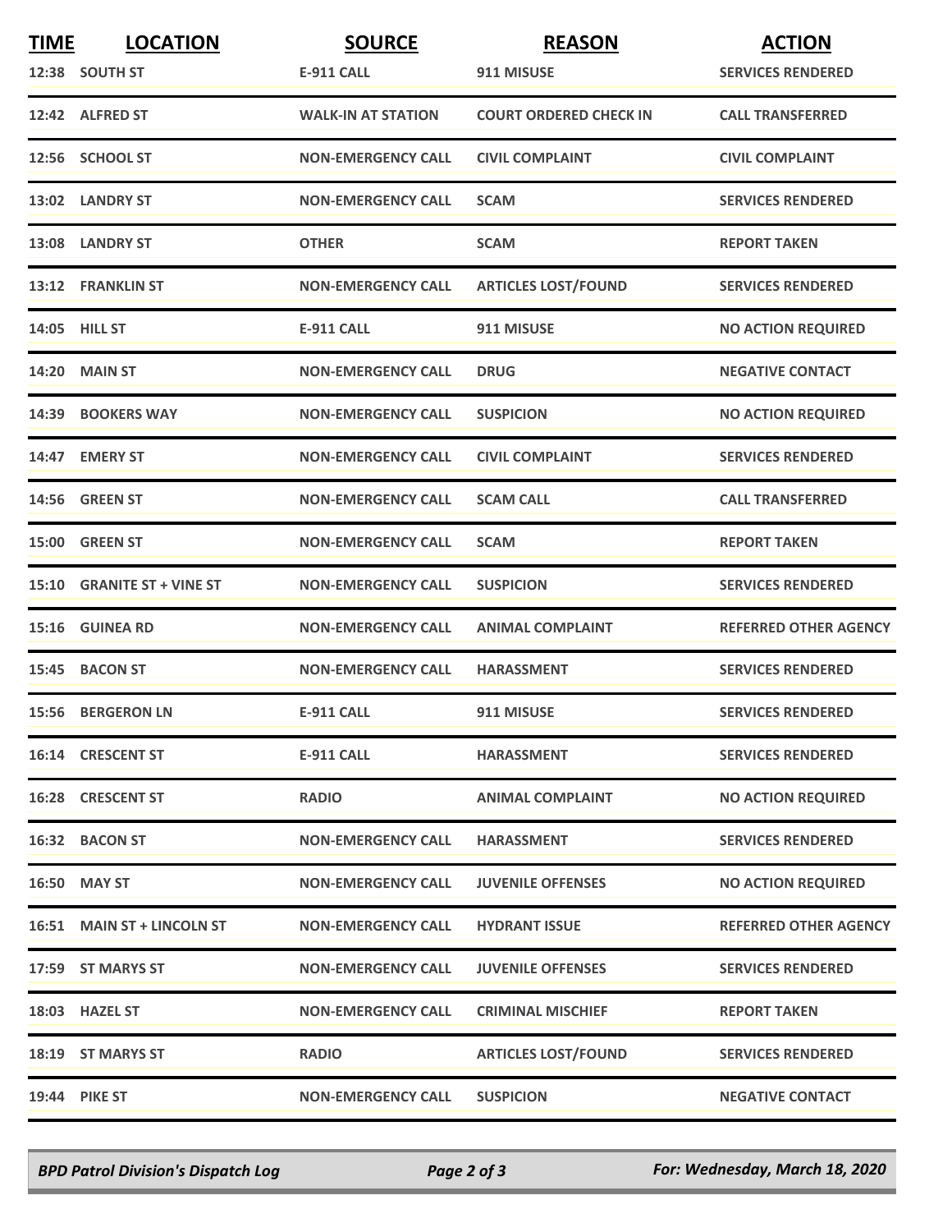| TIME | LOCATION | SOURCE | REASON | ACTION |
|---|---|---|---|---|
| 12:38 | SOUTH ST | E-911 CALL | 911 MISUSE | SERVICES RENDERED |
| 12:42 | ALFRED ST | WALK-IN AT STATION | COURT ORDERED CHECK IN | CALL TRANSFERRED |
| 12:56 | SCHOOL ST | NON-EMERGENCY CALL | CIVIL COMPLAINT | CIVIL COMPLAINT |
| 13:02 | LANDRY ST | NON-EMERGENCY CALL | SCAM | SERVICES RENDERED |
| 13:08 | LANDRY ST | OTHER | SCAM | REPORT TAKEN |
| 13:12 | FRANKLIN ST | NON-EMERGENCY CALL | ARTICLES LOST/FOUND | SERVICES RENDERED |
| 14:05 | HILL ST | E-911 CALL | 911 MISUSE | NO ACTION REQUIRED |
| 14:20 | MAIN ST | NON-EMERGENCY CALL | DRUG | NEGATIVE CONTACT |
| 14:39 | BOOKERS WAY | NON-EMERGENCY CALL | SUSPICION | NO ACTION REQUIRED |
| 14:47 | EMERY ST | NON-EMERGENCY CALL | CIVIL COMPLAINT | SERVICES RENDERED |
| 14:56 | GREEN ST | NON-EMERGENCY CALL | SCAM CALL | CALL TRANSFERRED |
| 15:00 | GREEN ST | NON-EMERGENCY CALL | SCAM | REPORT TAKEN |
| 15:10 | GRANITE ST + VINE ST | NON-EMERGENCY CALL | SUSPICION | SERVICES RENDERED |
| 15:16 | GUINEA RD | NON-EMERGENCY CALL | ANIMAL COMPLAINT | REFERRED OTHER AGENCY |
| 15:45 | BACON ST | NON-EMERGENCY CALL | HARASSMENT | SERVICES RENDERED |
| 15:56 | BERGERON LN | E-911 CALL | 911 MISUSE | SERVICES RENDERED |
| 16:14 | CRESCENT ST | E-911 CALL | HARASSMENT | SERVICES RENDERED |
| 16:28 | CRESCENT ST | RADIO | ANIMAL COMPLAINT | NO ACTION REQUIRED |
| 16:32 | BACON ST | NON-EMERGENCY CALL | HARASSMENT | SERVICES RENDERED |
| 16:50 | MAY ST | NON-EMERGENCY CALL | JUVENILE OFFENSES | NO ACTION REQUIRED |
| 16:51 | MAIN ST + LINCOLN ST | NON-EMERGENCY CALL | HYDRANT ISSUE | REFERRED OTHER AGENCY |
| 17:59 | ST MARYS ST | NON-EMERGENCY CALL | JUVENILE OFFENSES | SERVICES RENDERED |
| 18:03 | HAZEL ST | NON-EMERGENCY CALL | CRIMINAL MISCHIEF | REPORT TAKEN |
| 18:19 | ST MARYS ST | RADIO | ARTICLES LOST/FOUND | SERVICES RENDERED |
| 19:44 | PIKE ST | NON-EMERGENCY CALL | SUSPICION | NEGATIVE CONTACT |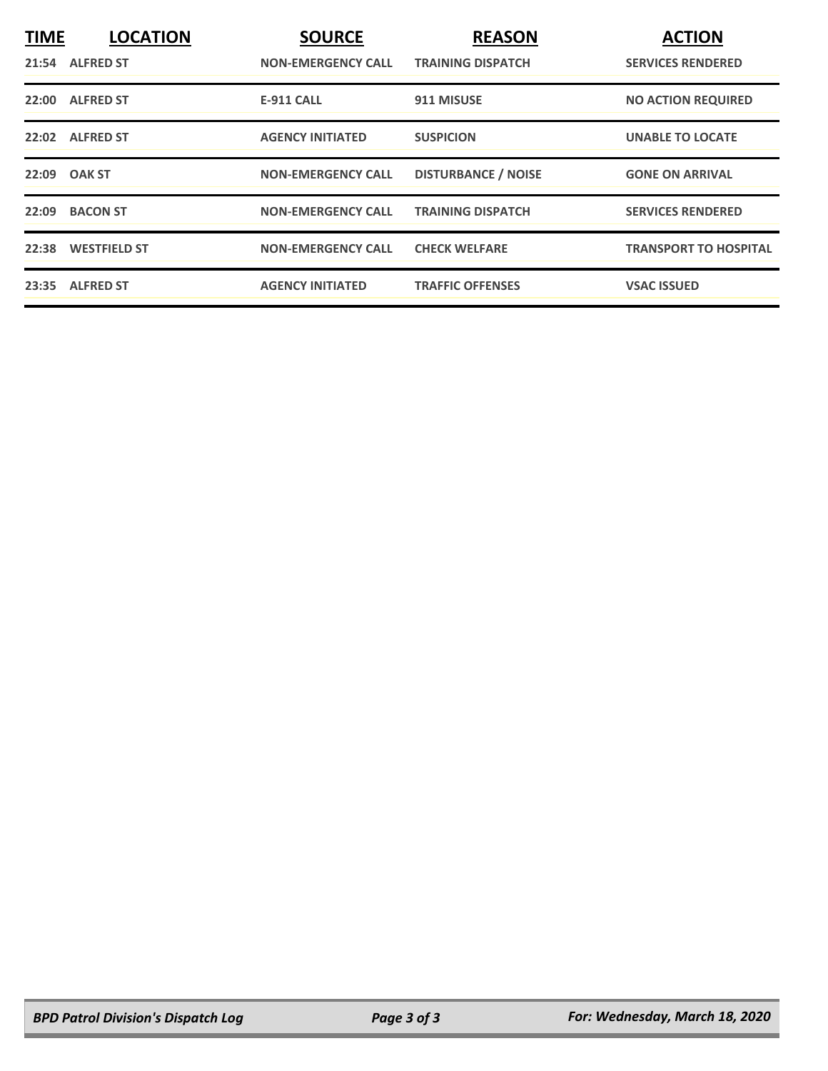| TIME | LOCATION | SOURCE | REASON | ACTION |
| --- | --- | --- | --- | --- |
| 21:54 | ALFRED ST | NON-EMERGENCY CALL | TRAINING DISPATCH | SERVICES RENDERED |
| 22:00 | ALFRED ST | E-911 CALL | 911 MISUSE | NO ACTION REQUIRED |
| 22:02 | ALFRED ST | AGENCY INITIATED | SUSPICION | UNABLE TO LOCATE |
| 22:09 | OAK ST | NON-EMERGENCY CALL | DISTURBANCE / NOISE | GONE ON ARRIVAL |
| 22:09 | BACON ST | NON-EMERGENCY CALL | TRAINING DISPATCH | SERVICES RENDERED |
| 22:38 | WESTFIELD ST | NON-EMERGENCY CALL | CHECK WELFARE | TRANSPORT TO HOSPITAL |
| 23:35 | ALFRED ST | AGENCY INITIATED | TRAFFIC OFFENSES | VSAC ISSUED |